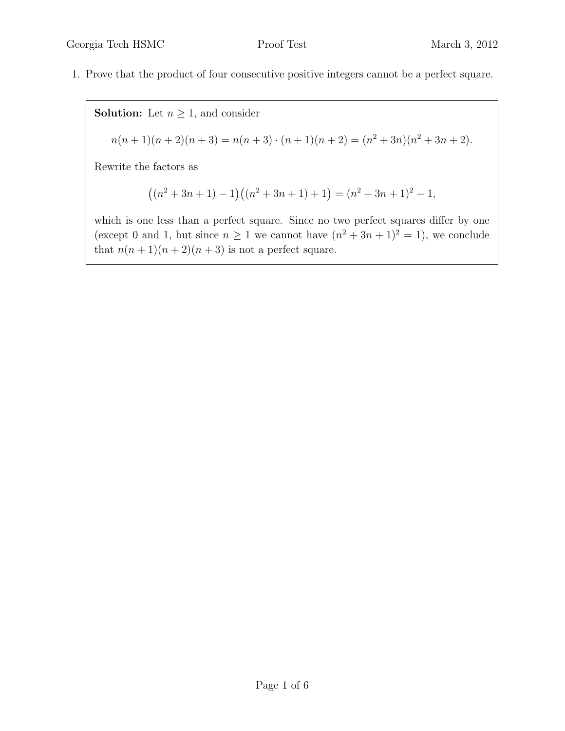1. Prove that the product of four consecutive positive integers cannot be a perfect square.

**Solution:** Let $n \geq 1$, and consider

$$n(n+1)(n+2)(n+3) = n(n+3) \cdot (n+1)(n+2) = (n^2+3n)(n^2+3n+2).$$

Rewrite the factors as

$$\big((n^2+3n+1)-1\big)\big((n^2+3n+1)+1\big) = (n^2+3n+1)^2 - 1,$$

which is one less than a perfect square. Since no two perfect squares differ by one (except 0 and 1, but since $n \geq 1$ we cannot have $(n^2+3n+1)^2 = 1$), we conclude that $n(n+1)(n+2)(n+3)$ is not a perfect square.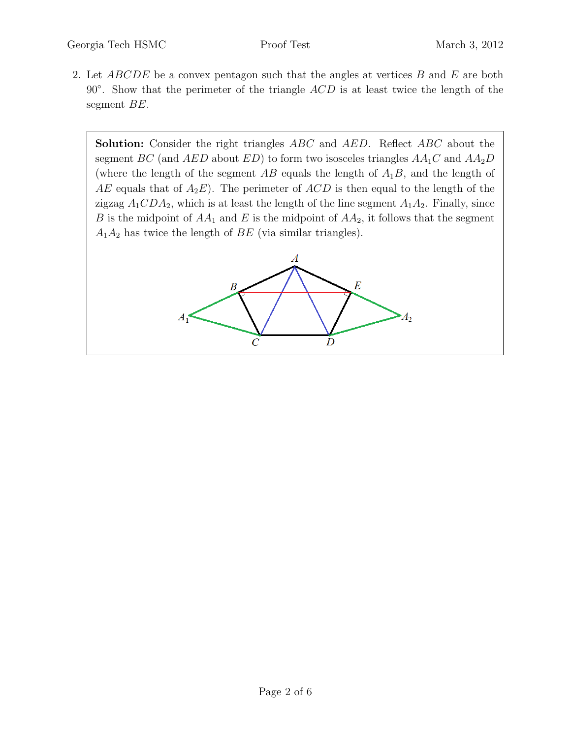2. Let $ABCDE$ be a convex pentagon such that the angles at vertices $B$ and $E$ are both $90^\circ$. Show that the perimeter of the triangle $ACD$ is at least twice the length of the segment $BE$.

**Solution:** Consider the right triangles $ABC$ and $AED$. Reflect $ABC$ about the segment $BC$ (and $AED$ about $ED$) to form two isosceles triangles $AA_1C$ and $AA_2D$ (where the length of the segment $AB$ equals the length of $A_1B$, and the length of $AE$ equals that of $A_2E$). The perimeter of $ACD$ is then equal to the length of the zigzag $A_1CDA_2$, which is at least the length of the line segment $A_1A_2$. Finally, since $B$ is the midpoint of $AA_1$ and $E$ is the midpoint of $AA_2$, it follows that the segment $A_1A_2$ has twice the length of $BE$ (via similar triangles).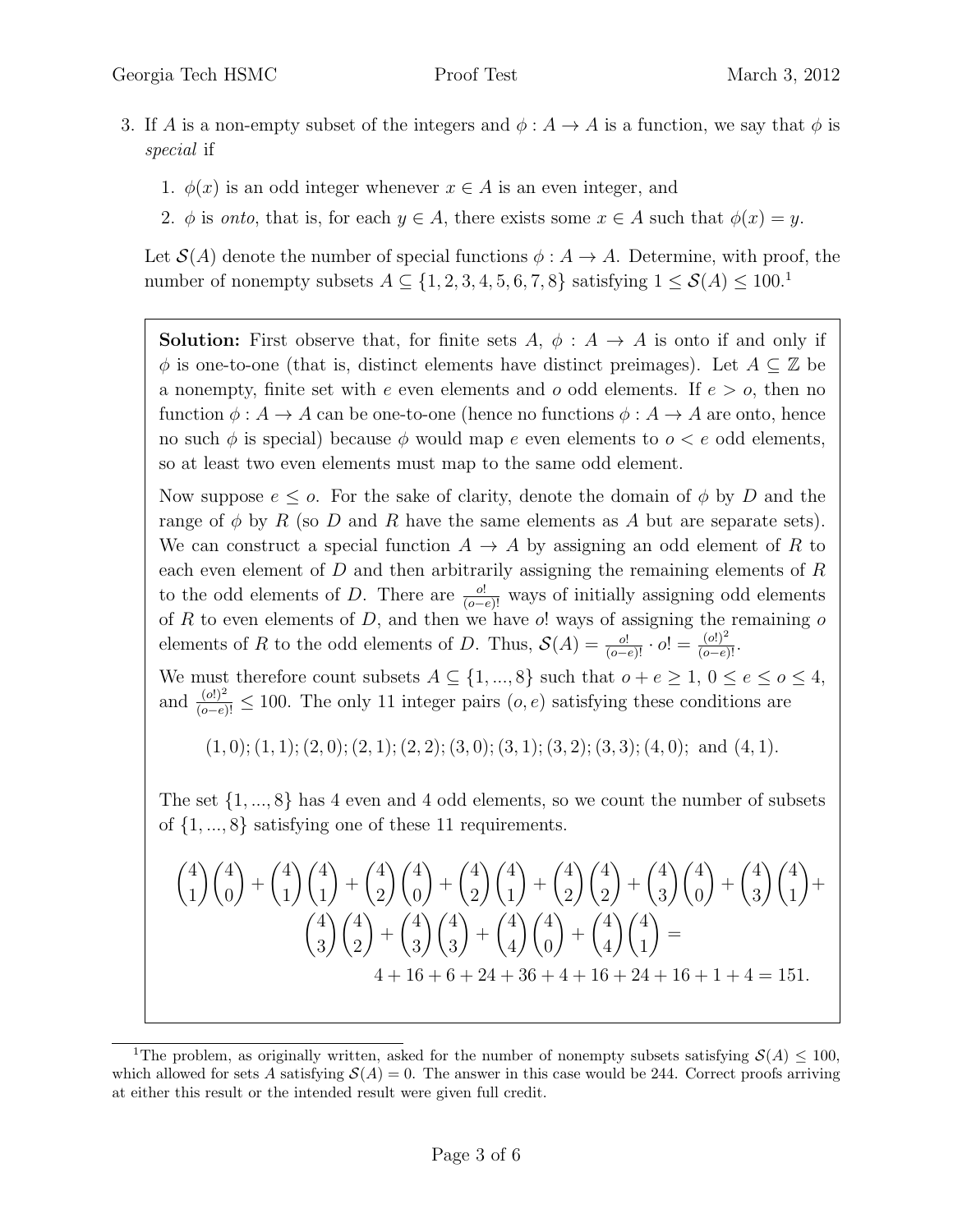3. If $A$ is a non-empty subset of the integers and $\phi : A \to A$ is a function, we say that $\phi$ is *special* if

   1. $\phi(x)$ is an odd integer whenever $x \in A$ is an even integer, and
   2. $\phi$ is *onto*, that is, for each $y \in A$, there exists some $x \in A$ such that $\phi(x) = y$.

   Let $\mathcal{S}(A)$ denote the number of special functions $\phi : A \to A$. Determine, with proof, the number of nonempty subsets $A \subseteq \{1, 2, 3, 4, 5, 6, 7, 8\}$ satisfying $1 \le \mathcal{S}(A) \le 100$.[1]

**Solution:** First observe that, for finite sets $A$, $\phi : A \to A$ is onto if and only if $\phi$ is one-to-one (that is, distinct elements have distinct preimages). Let $A \subseteq \mathbb{Z}$ be a nonempty, finite set with $e$ even elements and $o$ odd elements. If $e > o$, then no function $\phi : A \to A$ can be one-to-one (hence no functions $\phi : A \to A$ are onto, hence no such $\phi$ is special) because $\phi$ would map $e$ even elements to $o < e$ odd elements, so at least two even elements must map to the same odd element.

Now suppose $e \le o$. For the sake of clarity, denote the domain of $\phi$ by $D$ and the range of $\phi$ by $R$ (so $D$ and $R$ have the same elements as $A$ but are separate sets). We can construct a special function $A \to A$ by assigning an odd element of $R$ to each even element of $D$ and then arbitrarily assigning the remaining elements of $R$ to the odd elements of $D$. There are $\frac{o!}{(o-e)!}$ ways of initially assigning odd elements of $R$ to even elements of $D$, and then we have $o!$ ways of assigning the remaining $o$ elements of $R$ to the odd elements of $D$. Thus, $\mathcal{S}(A) = \frac{o!}{(o-e)!} \cdot o! = \frac{(o!)^2}{(o-e)!}$.

We must therefore count subsets $A \subseteq \{1, ..., 8\}$ such that $o + e \ge 1$, $0 \le e \le o \le 4$, and $\frac{(o!)^2}{(o-e)!} \le 100$. The only 11 integer pairs $(o, e)$ satisfying these conditions are

$$(1,0); (1,1); (2,0); (2,1); (2,2); (3,0); (3,1); (3,2); (3,3); (4,0); \text{ and } (4,1).$$

The set $\{1, ..., 8\}$ has 4 even and 4 odd elements, so we count the number of subsets of $\{1, ..., 8\}$ satisfying one of these 11 requirements.

$$\binom{4}{1}\binom{4}{0} + \binom{4}{1}\binom{4}{1} + \binom{4}{2}\binom{4}{0} + \binom{4}{2}\binom{4}{1} + \binom{4}{2}\binom{4}{2} + \binom{4}{3}\binom{4}{0} + \binom{4}{3}\binom{4}{1} + \binom{4}{3}\binom{4}{2} + \binom{4}{3}\binom{4}{3} + \binom{4}{4}\binom{4}{0} + \binom{4}{4}\binom{4}{1} =$$
$$4 + 16 + 6 + 24 + 36 + 4 + 16 + 24 + 16 + 1 + 4 = 151.$$

---

[1] The problem, as originally written, asked for the number of nonempty subsets satisfying $\mathcal{S}(A) \le 100$, which allowed for sets $A$ satisfying $\mathcal{S}(A) = 0$. The answer in this case would be 244. Correct proofs arriving at either this result or the intended result were given full credit.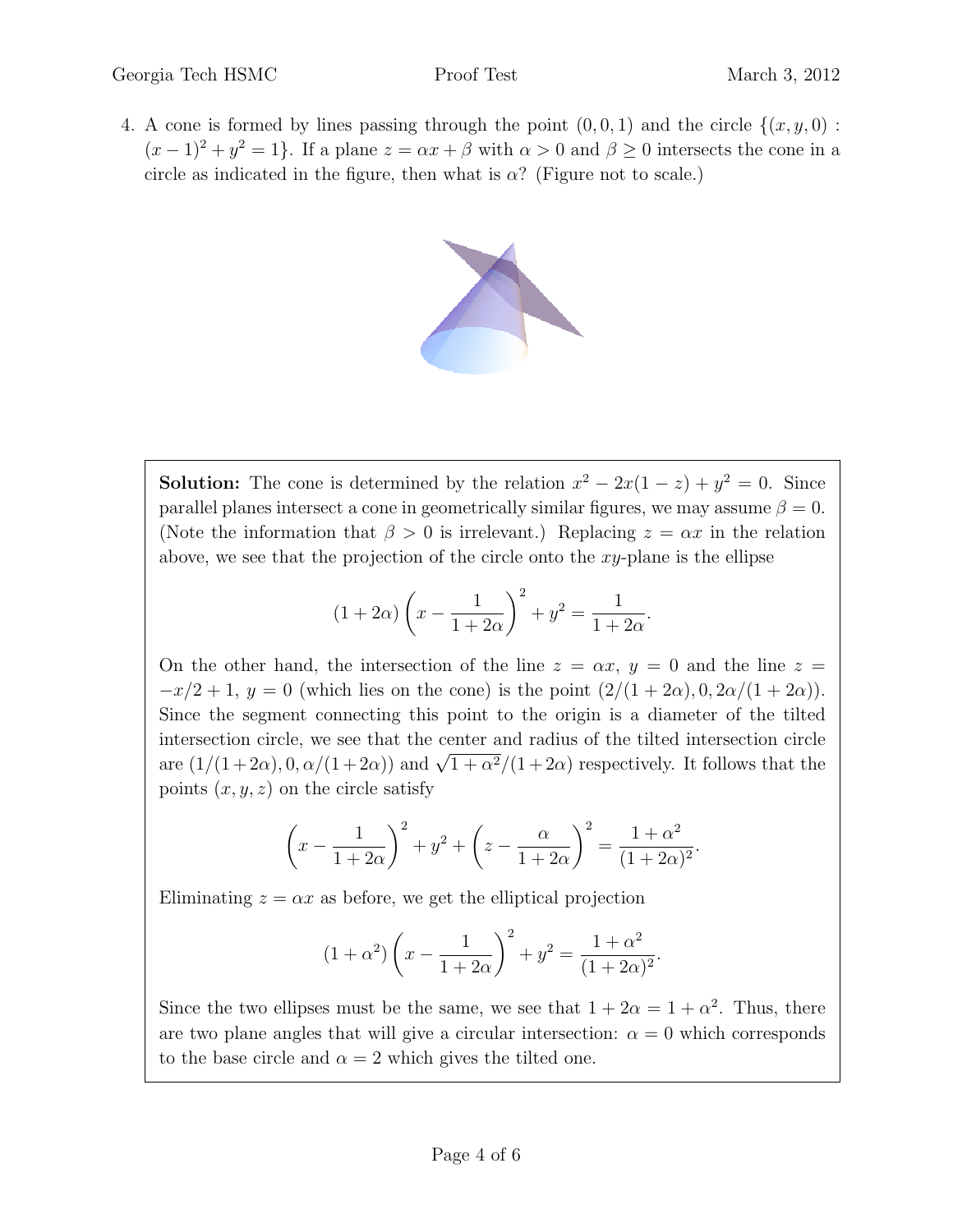4. A cone is formed by lines passing through the point $(0, 0, 1)$ and the circle $\{(x, y, 0) : (x-1)^2 + y^2 = 1\}$. If a plane $z = \alpha x + \beta$ with $\alpha > 0$ and $\beta \geq 0$ intersects the cone in a circle as indicated in the figure, then what is $\alpha$? (Figure not to scale.)

**Solution:** The cone is determined by the relation $x^2 - 2x(1-z) + y^2 = 0$. Since parallel planes intersect a cone in geometrically similar figures, we may assume $\beta = 0$. (Note the information that $\beta > 0$ is irrelevant.) Replacing $z = \alpha x$ in the relation above, we see that the projection of the circle onto the $xy$-plane is the ellipse

$$(1 + 2\alpha)\left(x - \frac{1}{1+2\alpha}\right)^2 + y^2 = \frac{1}{1+2\alpha}.$$

On the other hand, the intersection of the line $z = \alpha x$, $y = 0$ and the line $z = -x/2 + 1$, $y = 0$ (which lies on the cone) is the point $(2/(1+2\alpha), 0, 2\alpha/(1+2\alpha))$. Since the segment connecting this point to the origin is a diameter of the tilted intersection circle, we see that the center and radius of the tilted intersection circle are $(1/(1+2\alpha), 0, \alpha/(1+2\alpha))$ and $\sqrt{1+\alpha^2}/(1+2\alpha)$ respectively. It follows that the points $(x, y, z)$ on the circle satisfy

$$\left(x - \frac{1}{1+2\alpha}\right)^2 + y^2 + \left(z - \frac{\alpha}{1+2\alpha}\right)^2 = \frac{1+\alpha^2}{(1+2\alpha)^2}.$$

Eliminating $z = \alpha x$ as before, we get the elliptical projection

$$(1 + \alpha^2)\left(x - \frac{1}{1+2\alpha}\right)^2 + y^2 = \frac{1+\alpha^2}{(1+2\alpha)^2}.$$

Since the two ellipses must be the same, we see that $1 + 2\alpha = 1 + \alpha^2$. Thus, there are two plane angles that will give a circular intersection: $\alpha = 0$ which corresponds to the base circle and $\alpha = 2$ which gives the tilted one.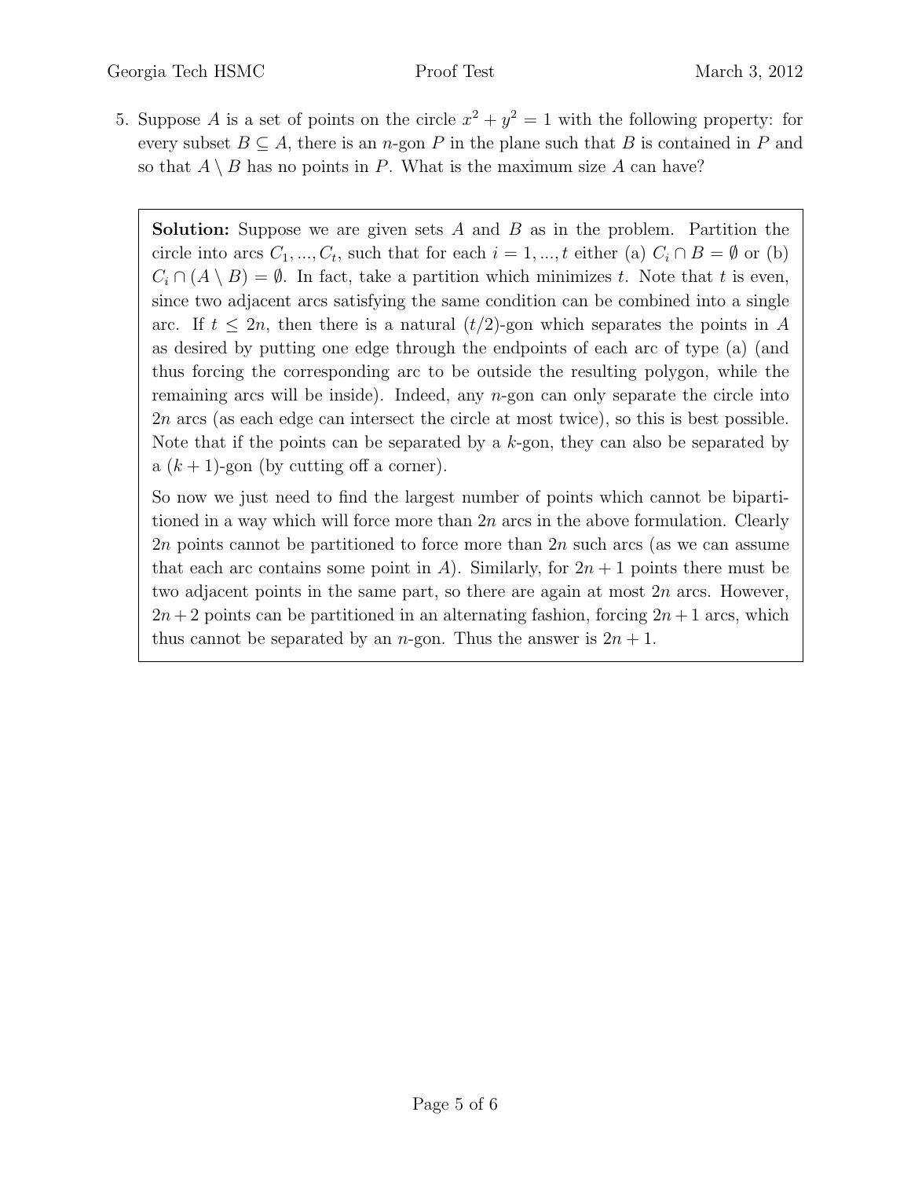5. Suppose $A$ is a set of points on the circle $x^2 + y^2 = 1$ with the following property: for every subset $B \subseteq A$, there is an $n$-gon $P$ in the plane such that $B$ is contained in $P$ and so that $A \setminus B$ has no points in $P$. What is the maximum size $A$ can have?

**Solution:** Suppose we are given sets $A$ and $B$ as in the problem. Partition the circle into arcs $C_1, ..., C_t$, such that for each $i = 1, ..., t$ either (a) $C_i \cap B = \emptyset$ or (b) $C_i \cap (A \setminus B) = \emptyset$. In fact, take a partition which minimizes $t$. Note that $t$ is even, since two adjacent arcs satisfying the same condition can be combined into a single arc. If $t \leq 2n$, then there is a natural $(t/2)$-gon which separates the points in $A$ as desired by putting one edge through the endpoints of each arc of type (a) (and thus forcing the corresponding arc to be outside the resulting polygon, while the remaining arcs will be inside). Indeed, any $n$-gon can only separate the circle into $2n$ arcs (as each edge can intersect the circle at most twice), so this is best possible. Note that if the points can be separated by a $k$-gon, they can also be separated by a $(k + 1)$-gon (by cutting off a corner).

So now we just need to find the largest number of points which cannot be bipartitioned in a way which will force more than $2n$ arcs in the above formulation. Clearly $2n$ points cannot be partitioned to force more than $2n$ such arcs (as we can assume that each arc contains some point in $A$). Similarly, for $2n + 1$ points there must be two adjacent points in the same part, so there are again at most $2n$ arcs. However, $2n + 2$ points can be partitioned in an alternating fashion, forcing $2n + 1$ arcs, which thus cannot be separated by an $n$-gon. Thus the answer is $2n + 1$.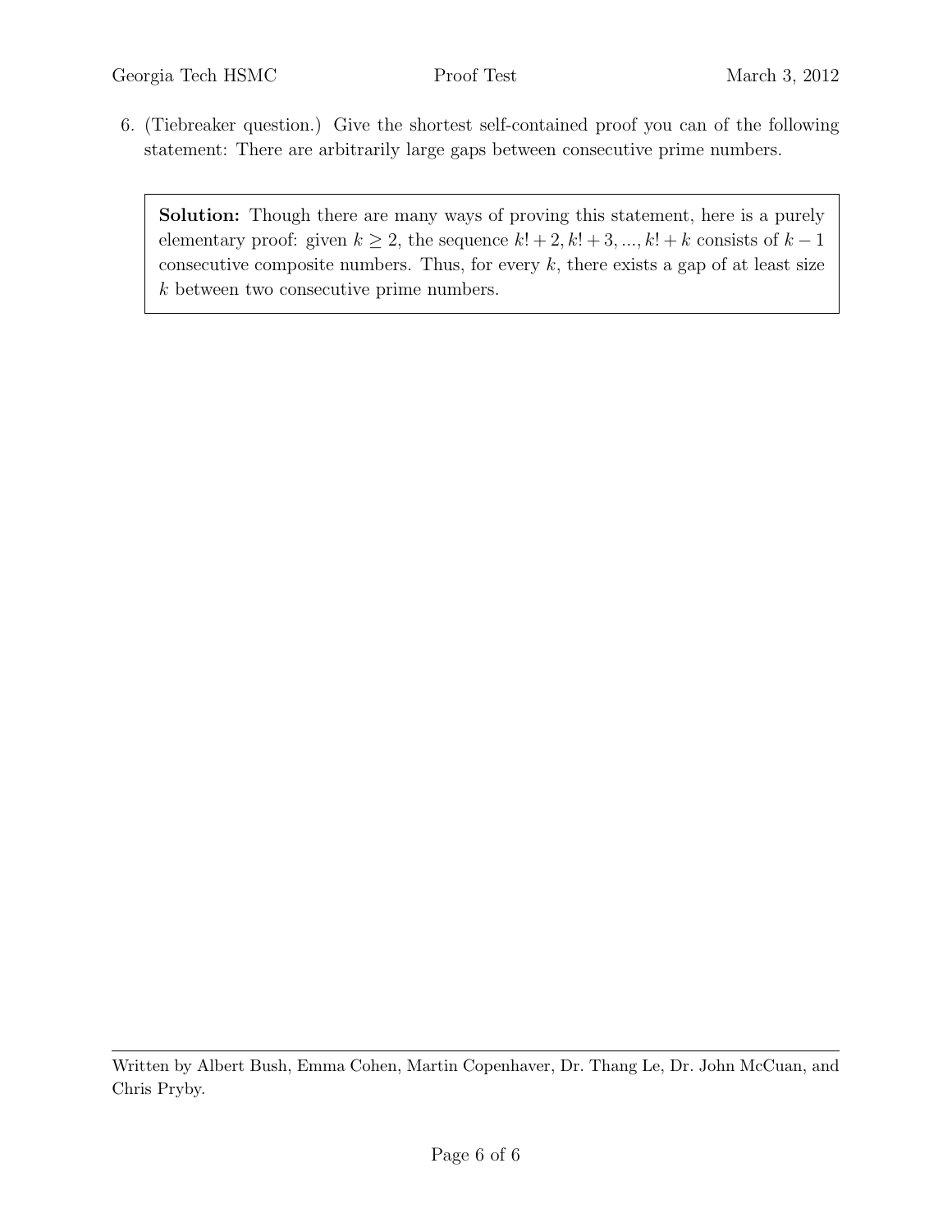6. (Tiebreaker question.) Give the shortest self-contained proof you can of the following statement: There are arbitrarily large gaps between consecutive prime numbers.

**Solution:** Though there are many ways of proving this statement, here is a purely elementary proof: given $k \geq 2$, the sequence $k! + 2, k! + 3, ..., k! + k$ consists of $k - 1$ consecutive composite numbers. Thus, for every $k$, there exists a gap of at least size $k$ between two consecutive prime numbers.

---

Written by Albert Bush, Emma Cohen, Martin Copenhaver, Dr. Thang Le, Dr. John McCuan, and Chris Pryby.